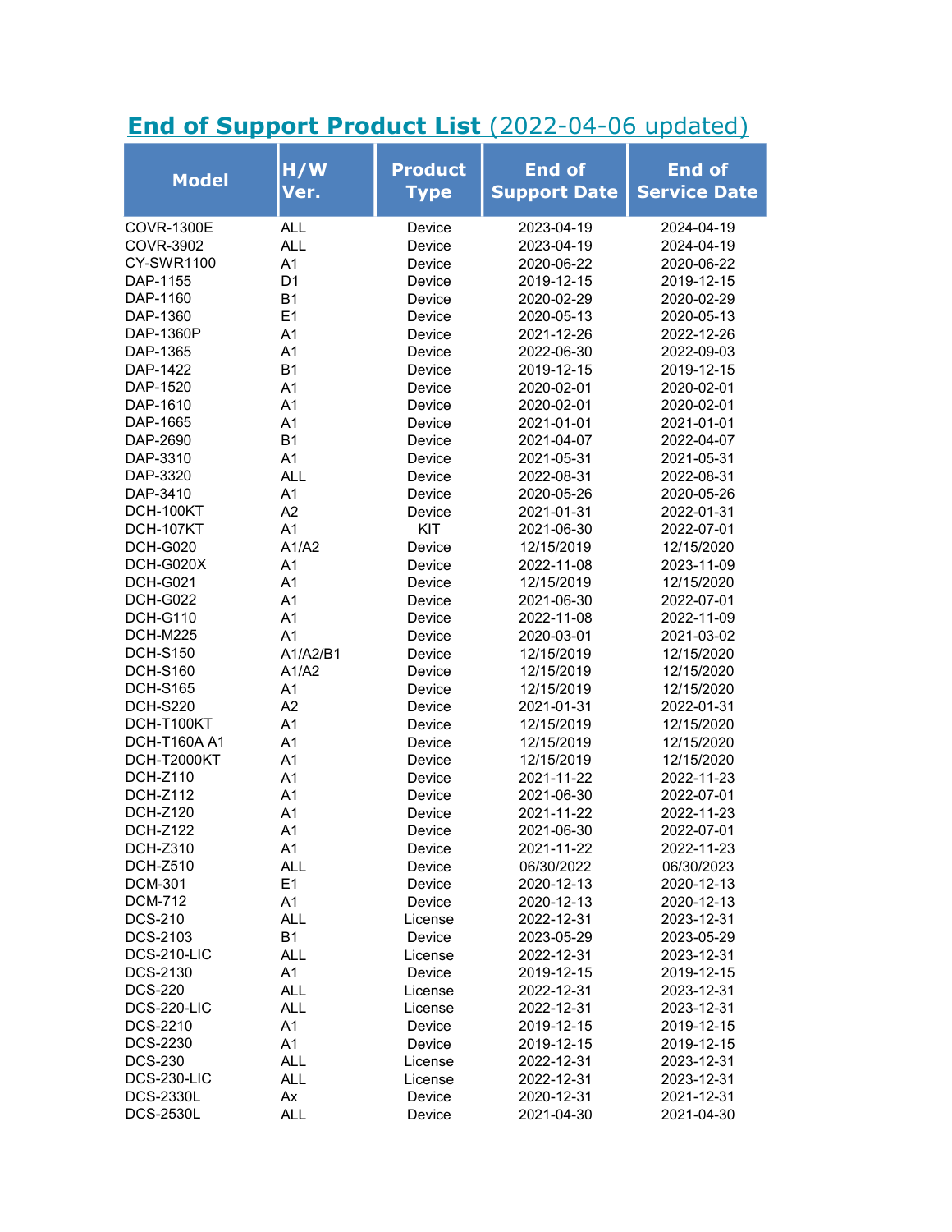# End of Support Product List (2022-04-06 updated)

| Model | H/W Ver. | Product Type | End of Support Date | End of Service Date |
|---|---|---|---|---|
| COVR-1300E | ALL | Device | 2023-04-19 | 2024-04-19 |
| COVR-3902 | ALL | Device | 2023-04-19 | 2024-04-19 |
| CY-SWR1100 | A1 | Device | 2020-06-22 | 2020-06-22 |
| DAP-1155 | D1 | Device | 2019-12-15 | 2019-12-15 |
| DAP-1160 | B1 | Device | 2020-02-29 | 2020-02-29 |
| DAP-1360 | E1 | Device | 2020-05-13 | 2020-05-13 |
| DAP-1360P | A1 | Device | 2021-12-26 | 2022-12-26 |
| DAP-1365 | A1 | Device | 2022-06-30 | 2022-09-03 |
| DAP-1422 | B1 | Device | 2019-12-15 | 2019-12-15 |
| DAP-1520 | A1 | Device | 2020-02-01 | 2020-02-01 |
| DAP-1610 | A1 | Device | 2020-02-01 | 2020-02-01 |
| DAP-1665 | A1 | Device | 2021-01-01 | 2021-01-01 |
| DAP-2690 | B1 | Device | 2021-04-07 | 2022-04-07 |
| DAP-3310 | A1 | Device | 2021-05-31 | 2021-05-31 |
| DAP-3320 | ALL | Device | 2022-08-31 | 2022-08-31 |
| DAP-3410 | A1 | Device | 2020-05-26 | 2020-05-26 |
| DCH-100KT | A2 | Device | 2021-01-31 | 2022-01-31 |
| DCH-107KT | A1 | KIT | 2021-06-30 | 2022-07-01 |
| DCH-G020 | A1/A2 | Device | 12/15/2019 | 12/15/2020 |
| DCH-G020X | A1 | Device | 2022-11-08 | 2023-11-09 |
| DCH-G021 | A1 | Device | 12/15/2019 | 12/15/2020 |
| DCH-G022 | A1 | Device | 2021-06-30 | 2022-07-01 |
| DCH-G110 | A1 | Device | 2022-11-08 | 2022-11-09 |
| DCH-M225 | A1 | Device | 2020-03-01 | 2021-03-02 |
| DCH-S150 | A1/A2/B1 | Device | 12/15/2019 | 12/15/2020 |
| DCH-S160 | A1/A2 | Device | 12/15/2019 | 12/15/2020 |
| DCH-S165 | A1 | Device | 12/15/2019 | 12/15/2020 |
| DCH-S220 | A2 | Device | 2021-01-31 | 2022-01-31 |
| DCH-T100KT | A1 | Device | 12/15/2019 | 12/15/2020 |
| DCH-T160A A1 | A1 | Device | 12/15/2019 | 12/15/2020 |
| DCH-T2000KT | A1 | Device | 12/15/2019 | 12/15/2020 |
| DCH-Z110 | A1 | Device | 2021-11-22 | 2022-11-23 |
| DCH-Z112 | A1 | Device | 2021-06-30 | 2022-07-01 |
| DCH-Z120 | A1 | Device | 2021-11-22 | 2022-11-23 |
| DCH-Z122 | A1 | Device | 2021-06-30 | 2022-07-01 |
| DCH-Z310 | A1 | Device | 2021-11-22 | 2022-11-23 |
| DCH-Z510 | ALL | Device | 06/30/2022 | 06/30/2023 |
| DCM-301 | E1 | Device | 2020-12-13 | 2020-12-13 |
| DCM-712 | A1 | Device | 2020-12-13 | 2020-12-13 |
| DCS-210 | ALL | License | 2022-12-31 | 2023-12-31 |
| DCS-2103 | B1 | Device | 2023-05-29 | 2023-05-29 |
| DCS-210-LIC | ALL | License | 2022-12-31 | 2023-12-31 |
| DCS-2130 | A1 | Device | 2019-12-15 | 2019-12-15 |
| DCS-220 | ALL | License | 2022-12-31 | 2023-12-31 |
| DCS-220-LIC | ALL | License | 2022-12-31 | 2023-12-31 |
| DCS-2210 | A1 | Device | 2019-12-15 | 2019-12-15 |
| DCS-2230 | A1 | Device | 2019-12-15 | 2019-12-15 |
| DCS-230 | ALL | License | 2022-12-31 | 2023-12-31 |
| DCS-230-LIC | ALL | License | 2022-12-31 | 2023-12-31 |
| DCS-2330L | Ax | Device | 2020-12-31 | 2021-12-31 |
| DCS-2530L | ALL | Device | 2021-04-30 | 2021-04-30 |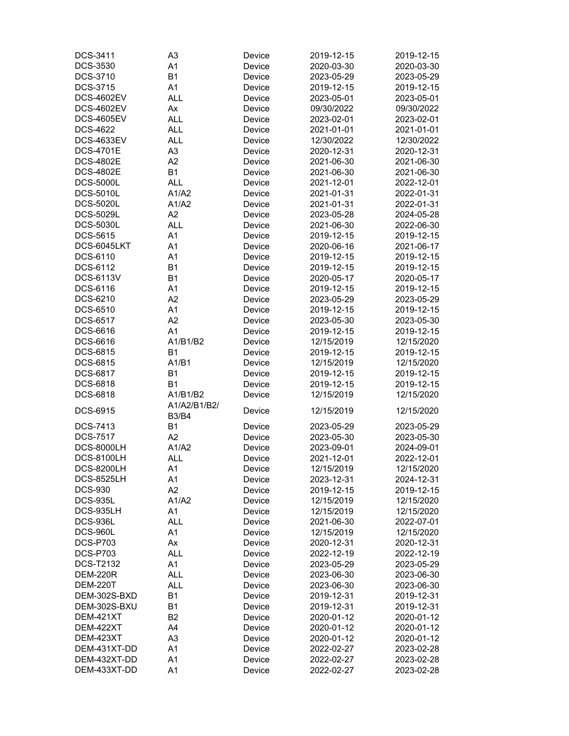| DCS-3411 | A3 | Device | 2019-12-15 | 2019-12-15 |
|---|---|---|---|---|
| DCS-3530 | A1 | Device | 2020-03-30 | 2020-03-30 |
| DCS-3710 | B1 | Device | 2023-05-29 | 2023-05-29 |
| DCS-3715 | A1 | Device | 2019-12-15 | 2019-12-15 |
| DCS-4602EV | ALL | Device | 2023-05-01 | 2023-05-01 |
| DCS-4602EV | Ax | Device | 09/30/2022 | 09/30/2022 |
| DCS-4605EV | ALL | Device | 2023-02-01 | 2023-02-01 |
| DCS-4622 | ALL | Device | 2021-01-01 | 2021-01-01 |
| DCS-4633EV | ALL | Device | 12/30/2022 | 12/30/2022 |
| DCS-4701E | A3 | Device | 2020-12-31 | 2020-12-31 |
| DCS-4802E | A2 | Device | 2021-06-30 | 2021-06-30 |
| DCS-4802E | B1 | Device | 2021-06-30 | 2021-06-30 |
| DCS-5000L | ALL | Device | 2021-12-01 | 2022-12-01 |
| DCS-5010L | A1/A2 | Device | 2021-01-31 | 2022-01-31 |
| DCS-5020L | A1/A2 | Device | 2021-01-31 | 2022-01-31 |
| DCS-5029L | A2 | Device | 2023-05-28 | 2024-05-28 |
| DCS-5030L | ALL | Device | 2021-06-30 | 2022-06-30 |
| DCS-5615 | A1 | Device | 2019-12-15 | 2019-12-15 |
| DCS-6045LKT | A1 | Device | 2020-06-16 | 2021-06-17 |
| DCS-6110 | A1 | Device | 2019-12-15 | 2019-12-15 |
| DCS-6112 | B1 | Device | 2019-12-15 | 2019-12-15 |
| DCS-6113V | B1 | Device | 2020-05-17 | 2020-05-17 |
| DCS-6116 | A1 | Device | 2019-12-15 | 2019-12-15 |
| DCS-6210 | A2 | Device | 2023-05-29 | 2023-05-29 |
| DCS-6510 | A1 | Device | 2019-12-15 | 2019-12-15 |
| DCS-6517 | A2 | Device | 2023-05-30 | 2023-05-30 |
| DCS-6616 | A1 | Device | 2019-12-15 | 2019-12-15 |
| DCS-6616 | A1/B1/B2 | Device | 12/15/2019 | 12/15/2020 |
| DCS-6815 | B1 | Device | 2019-12-15 | 2019-12-15 |
| DCS-6815 | A1/B1 | Device | 12/15/2019 | 12/15/2020 |
| DCS-6817 | B1 | Device | 2019-12-15 | 2019-12-15 |
| DCS-6818 | B1 | Device | 2019-12-15 | 2019-12-15 |
| DCS-6818 | A1/B1/B2 | Device | 12/15/2019 | 12/15/2020 |
| DCS-6915 | A1/A2/B1/B2/B3/B4 | Device | 12/15/2019 | 12/15/2020 |
| DCS-7413 | B1 | Device | 2023-05-29 | 2023-05-29 |
| DCS-7517 | A2 | Device | 2023-05-30 | 2023-05-30 |
| DCS-8000LH | A1/A2 | Device | 2023-09-01 | 2024-09-01 |
| DCS-8100LH | ALL | Device | 2021-12-01 | 2022-12-01 |
| DCS-8200LH | A1 | Device | 12/15/2019 | 12/15/2020 |
| DCS-8525LH | A1 | Device | 2023-12-31 | 2024-12-31 |
| DCS-930 | A2 | Device | 2019-12-15 | 2019-12-15 |
| DCS-935L | A1/A2 | Device | 12/15/2019 | 12/15/2020 |
| DCS-935LH | A1 | Device | 12/15/2019 | 12/15/2020 |
| DCS-936L | ALL | Device | 2021-06-30 | 2022-07-01 |
| DCS-960L | A1 | Device | 12/15/2019 | 12/15/2020 |
| DCS-P703 | Ax | Device | 2020-12-31 | 2020-12-31 |
| DCS-P703 | ALL | Device | 2022-12-19 | 2022-12-19 |
| DCS-T2132 | A1 | Device | 2023-05-29 | 2023-05-29 |
| DEM-220R | ALL | Device | 2023-06-30 | 2023-06-30 |
| DEM-220T | ALL | Device | 2023-06-30 | 2023-06-30 |
| DEM-302S-BXD | B1 | Device | 2019-12-31 | 2019-12-31 |
| DEM-302S-BXU | B1 | Device | 2019-12-31 | 2019-12-31 |
| DEM-421XT | B2 | Device | 2020-01-12 | 2020-01-12 |
| DEM-422XT | A4 | Device | 2020-01-12 | 2020-01-12 |
| DEM-423XT | A3 | Device | 2020-01-12 | 2020-01-12 |
| DEM-431XT-DD | A1 | Device | 2022-02-27 | 2023-02-28 |
| DEM-432XT-DD | A1 | Device | 2022-02-27 | 2023-02-28 |
| DEM-433XT-DD | A1 | Device | 2022-02-27 | 2023-02-28 |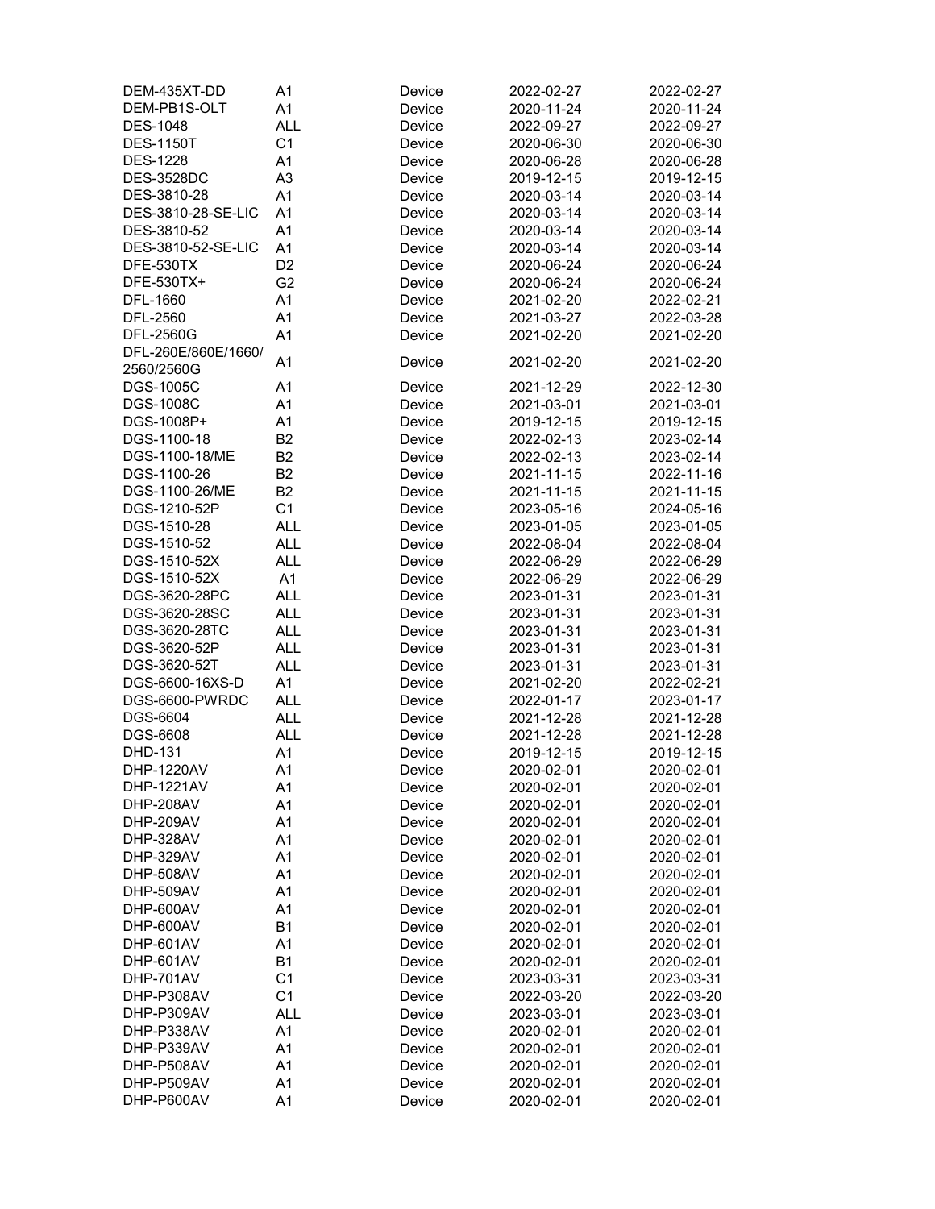| | | | | |
|---|---|---|---|---|
| DEM-435XT-DD | A1 | Device | 2022-02-27 | 2022-02-27 |
| DEM-PB1S-OLT | A1 | Device | 2020-11-24 | 2020-11-24 |
| DES-1048 | ALL | Device | 2022-09-27 | 2022-09-27 |
| DES-1150T | C1 | Device | 2020-06-30 | 2020-06-30 |
| DES-1228 | A1 | Device | 2020-06-28 | 2020-06-28 |
| DES-3528DC | A3 | Device | 2019-12-15 | 2019-12-15 |
| DES-3810-28 | A1 | Device | 2020-03-14 | 2020-03-14 |
| DES-3810-28-SE-LIC | A1 | Device | 2020-03-14 | 2020-03-14 |
| DES-3810-52 | A1 | Device | 2020-03-14 | 2020-03-14 |
| DES-3810-52-SE-LIC | A1 | Device | 2020-03-14 | 2020-03-14 |
| DFE-530TX | D2 | Device | 2020-06-24 | 2020-06-24 |
| DFE-530TX+ | G2 | Device | 2020-06-24 | 2020-06-24 |
| DFL-1660 | A1 | Device | 2021-02-20 | 2022-02-21 |
| DFL-2560 | A1 | Device | 2021-03-27 | 2022-03-28 |
| DFL-2560G | A1 | Device | 2021-02-20 | 2021-02-20 |
| DFL-260E/860E/1660/ 2560/2560G | A1 | Device | 2021-02-20 | 2021-02-20 |
| DGS-1005C | A1 | Device | 2021-12-29 | 2022-12-30 |
| DGS-1008C | A1 | Device | 2021-03-01 | 2021-03-01 |
| DGS-1008P+ | A1 | Device | 2019-12-15 | 2019-12-15 |
| DGS-1100-18 | B2 | Device | 2022-02-13 | 2023-02-14 |
| DGS-1100-18/ME | B2 | Device | 2022-02-13 | 2023-02-14 |
| DGS-1100-26 | B2 | Device | 2021-11-15 | 2022-11-16 |
| DGS-1100-26/ME | B2 | Device | 2021-11-15 | 2021-11-15 |
| DGS-1210-52P | C1 | Device | 2023-05-16 | 2024-05-16 |
| DGS-1510-28 | ALL | Device | 2023-01-05 | 2023-01-05 |
| DGS-1510-52 | ALL | Device | 2022-08-04 | 2022-08-04 |
| DGS-1510-52X | ALL | Device | 2022-06-29 | 2022-06-29 |
| DGS-1510-52X | A1 | Device | 2022-06-29 | 2022-06-29 |
| DGS-3620-28PC | ALL | Device | 2023-01-31 | 2023-01-31 |
| DGS-3620-28SC | ALL | Device | 2023-01-31 | 2023-01-31 |
| DGS-3620-28TC | ALL | Device | 2023-01-31 | 2023-01-31 |
| DGS-3620-52P | ALL | Device | 2023-01-31 | 2023-01-31 |
| DGS-3620-52T | ALL | Device | 2023-01-31 | 2023-01-31 |
| DGS-6600-16XS-D | A1 | Device | 2021-02-20 | 2022-02-21 |
| DGS-6600-PWRDC | ALL | Device | 2022-01-17 | 2023-01-17 |
| DGS-6604 | ALL | Device | 2021-12-28 | 2021-12-28 |
| DGS-6608 | ALL | Device | 2021-12-28 | 2021-12-28 |
| DHD-131 | A1 | Device | 2019-12-15 | 2019-12-15 |
| DHP-1220AV | A1 | Device | 2020-02-01 | 2020-02-01 |
| DHP-1221AV | A1 | Device | 2020-02-01 | 2020-02-01 |
| DHP-208AV | A1 | Device | 2020-02-01 | 2020-02-01 |
| DHP-209AV | A1 | Device | 2020-02-01 | 2020-02-01 |
| DHP-328AV | A1 | Device | 2020-02-01 | 2020-02-01 |
| DHP-329AV | A1 | Device | 2020-02-01 | 2020-02-01 |
| DHP-508AV | A1 | Device | 2020-02-01 | 2020-02-01 |
| DHP-509AV | A1 | Device | 2020-02-01 | 2020-02-01 |
| DHP-600AV | A1 | Device | 2020-02-01 | 2020-02-01 |
| DHP-600AV | B1 | Device | 2020-02-01 | 2020-02-01 |
| DHP-601AV | A1 | Device | 2020-02-01 | 2020-02-01 |
| DHP-601AV | B1 | Device | 2020-02-01 | 2020-02-01 |
| DHP-701AV | C1 | Device | 2023-03-31 | 2023-03-31 |
| DHP-P308AV | C1 | Device | 2022-03-20 | 2022-03-20 |
| DHP-P309AV | ALL | Device | 2023-03-01 | 2023-03-01 |
| DHP-P338AV | A1 | Device | 2020-02-01 | 2020-02-01 |
| DHP-P339AV | A1 | Device | 2020-02-01 | 2020-02-01 |
| DHP-P508AV | A1 | Device | 2020-02-01 | 2020-02-01 |
| DHP-P509AV | A1 | Device | 2020-02-01 | 2020-02-01 |
| DHP-P600AV | A1 | Device | 2020-02-01 | 2020-02-01 |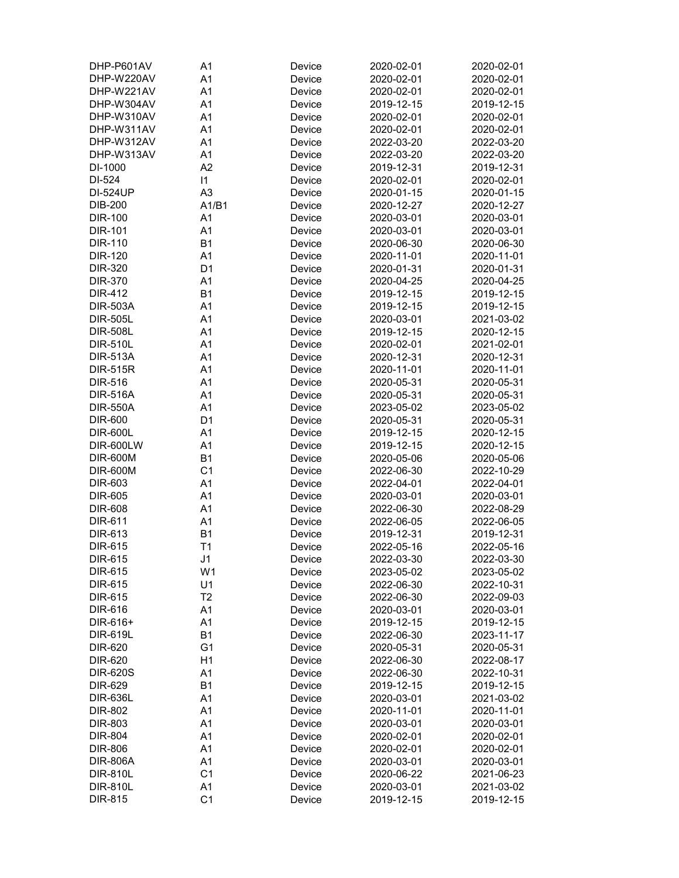| | | | | |
|---|---|---|---|---|
| DHP-P601AV | A1 | Device | 2020-02-01 | 2020-02-01 |
| DHP-W220AV | A1 | Device | 2020-02-01 | 2020-02-01 |
| DHP-W221AV | A1 | Device | 2020-02-01 | 2020-02-01 |
| DHP-W304AV | A1 | Device | 2019-12-15 | 2019-12-15 |
| DHP-W310AV | A1 | Device | 2020-02-01 | 2020-02-01 |
| DHP-W311AV | A1 | Device | 2020-02-01 | 2020-02-01 |
| DHP-W312AV | A1 | Device | 2022-03-20 | 2022-03-20 |
| DHP-W313AV | A1 | Device | 2022-03-20 | 2022-03-20 |
| DI-1000 | A2 | Device | 2019-12-31 | 2019-12-31 |
| DI-524 | I1 | Device | 2020-02-01 | 2020-02-01 |
| DI-524UP | A3 | Device | 2020-01-15 | 2020-01-15 |
| DIB-200 | A1/B1 | Device | 2020-12-27 | 2020-12-27 |
| DIR-100 | A1 | Device | 2020-03-01 | 2020-03-01 |
| DIR-101 | A1 | Device | 2020-03-01 | 2020-03-01 |
| DIR-110 | B1 | Device | 2020-06-30 | 2020-06-30 |
| DIR-120 | A1 | Device | 2020-11-01 | 2020-11-01 |
| DIR-320 | D1 | Device | 2020-01-31 | 2020-01-31 |
| DIR-370 | A1 | Device | 2020-04-25 | 2020-04-25 |
| DIR-412 | B1 | Device | 2019-12-15 | 2019-12-15 |
| DIR-503A | A1 | Device | 2019-12-15 | 2019-12-15 |
| DIR-505L | A1 | Device | 2020-03-01 | 2021-03-02 |
| DIR-508L | A1 | Device | 2019-12-15 | 2020-12-15 |
| DIR-510L | A1 | Device | 2020-02-01 | 2021-02-01 |
| DIR-513A | A1 | Device | 2020-12-31 | 2020-12-31 |
| DIR-515R | A1 | Device | 2020-11-01 | 2020-11-01 |
| DIR-516 | A1 | Device | 2020-05-31 | 2020-05-31 |
| DIR-516A | A1 | Device | 2020-05-31 | 2020-05-31 |
| DIR-550A | A1 | Device | 2023-05-02 | 2023-05-02 |
| DIR-600 | D1 | Device | 2020-05-31 | 2020-05-31 |
| DIR-600L | A1 | Device | 2019-12-15 | 2020-12-15 |
| DIR-600LW | A1 | Device | 2019-12-15 | 2020-12-15 |
| DIR-600M | B1 | Device | 2020-05-06 | 2020-05-06 |
| DIR-600M | C1 | Device | 2022-06-30 | 2022-10-29 |
| DIR-603 | A1 | Device | 2022-04-01 | 2022-04-01 |
| DIR-605 | A1 | Device | 2020-03-01 | 2020-03-01 |
| DIR-608 | A1 | Device | 2022-06-30 | 2022-08-29 |
| DIR-611 | A1 | Device | 2022-06-05 | 2022-06-05 |
| DIR-613 | B1 | Device | 2019-12-31 | 2019-12-31 |
| DIR-615 | T1 | Device | 2022-05-16 | 2022-05-16 |
| DIR-615 | J1 | Device | 2022-03-30 | 2022-03-30 |
| DIR-615 | W1 | Device | 2023-05-02 | 2023-05-02 |
| DIR-615 | U1 | Device | 2022-06-30 | 2022-10-31 |
| DIR-615 | T2 | Device | 2022-06-30 | 2022-09-03 |
| DIR-616 | A1 | Device | 2020-03-01 | 2020-03-01 |
| DIR-616+ | A1 | Device | 2019-12-15 | 2019-12-15 |
| DIR-619L | B1 | Device | 2022-06-30 | 2023-11-17 |
| DIR-620 | G1 | Device | 2020-05-31 | 2020-05-31 |
| DIR-620 | H1 | Device | 2022-06-30 | 2022-08-17 |
| DIR-620S | A1 | Device | 2022-06-30 | 2022-10-31 |
| DIR-629 | B1 | Device | 2019-12-15 | 2019-12-15 |
| DIR-636L | A1 | Device | 2020-03-01 | 2021-03-02 |
| DIR-802 | A1 | Device | 2020-11-01 | 2020-11-01 |
| DIR-803 | A1 | Device | 2020-03-01 | 2020-03-01 |
| DIR-804 | A1 | Device | 2020-02-01 | 2020-02-01 |
| DIR-806 | A1 | Device | 2020-02-01 | 2020-02-01 |
| DIR-806A | A1 | Device | 2020-03-01 | 2020-03-01 |
| DIR-810L | C1 | Device | 2020-06-22 | 2021-06-23 |
| DIR-810L | A1 | Device | 2020-03-01 | 2021-03-02 |
| DIR-815 | C1 | Device | 2019-12-15 | 2019-12-15 |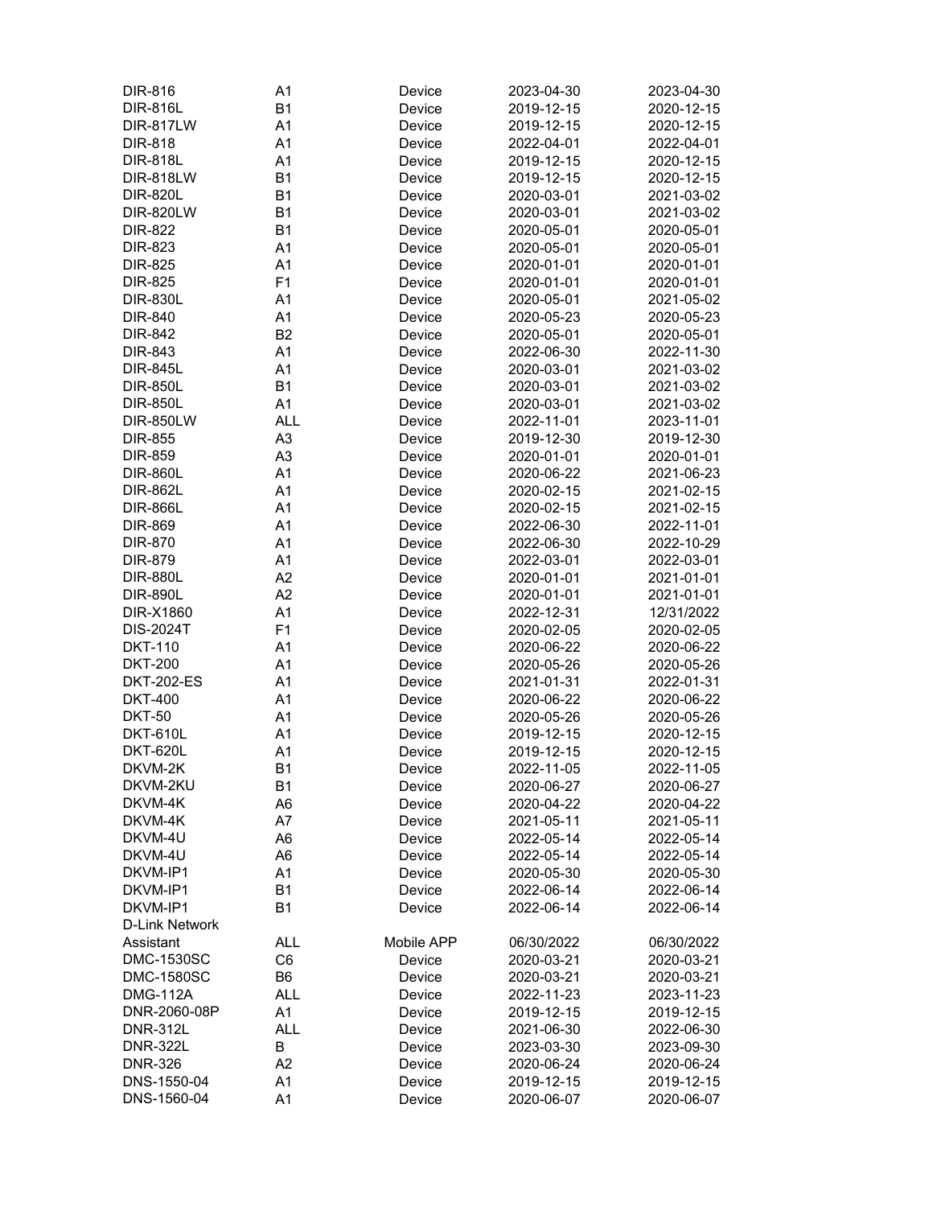| | | | | |
|---|---|---|---|---|
| DIR-816 | A1 | Device | 2023-04-30 | 2023-04-30 |
| DIR-816L | B1 | Device | 2019-12-15 | 2020-12-15 |
| DIR-817LW | A1 | Device | 2019-12-15 | 2020-12-15 |
| DIR-818 | A1 | Device | 2022-04-01 | 2022-04-01 |
| DIR-818L | A1 | Device | 2019-12-15 | 2020-12-15 |
| DIR-818LW | B1 | Device | 2019-12-15 | 2020-12-15 |
| DIR-820L | B1 | Device | 2020-03-01 | 2021-03-02 |
| DIR-820LW | B1 | Device | 2020-03-01 | 2021-03-02 |
| DIR-822 | B1 | Device | 2020-05-01 | 2020-05-01 |
| DIR-823 | A1 | Device | 2020-05-01 | 2020-05-01 |
| DIR-825 | A1 | Device | 2020-01-01 | 2020-01-01 |
| DIR-825 | F1 | Device | 2020-01-01 | 2020-01-01 |
| DIR-830L | A1 | Device | 2020-05-01 | 2021-05-02 |
| DIR-840 | A1 | Device | 2020-05-23 | 2020-05-23 |
| DIR-842 | B2 | Device | 2020-05-01 | 2020-05-01 |
| DIR-843 | A1 | Device | 2022-06-30 | 2022-11-30 |
| DIR-845L | A1 | Device | 2020-03-01 | 2021-03-02 |
| DIR-850L | B1 | Device | 2020-03-01 | 2021-03-02 |
| DIR-850L | A1 | Device | 2020-03-01 | 2021-03-02 |
| DIR-850LW | ALL | Device | 2022-11-01 | 2023-11-01 |
| DIR-855 | A3 | Device | 2019-12-30 | 2019-12-30 |
| DIR-859 | A3 | Device | 2020-01-01 | 2020-01-01 |
| DIR-860L | A1 | Device | 2020-06-22 | 2021-06-23 |
| DIR-862L | A1 | Device | 2020-02-15 | 2021-02-15 |
| DIR-866L | A1 | Device | 2020-02-15 | 2021-02-15 |
| DIR-869 | A1 | Device | 2022-06-30 | 2022-11-01 |
| DIR-870 | A1 | Device | 2022-06-30 | 2022-10-29 |
| DIR-879 | A1 | Device | 2022-03-01 | 2022-03-01 |
| DIR-880L | A2 | Device | 2020-01-01 | 2021-01-01 |
| DIR-890L | A2 | Device | 2020-01-01 | 2021-01-01 |
| DIR-X1860 | A1 | Device | 2022-12-31 | 12/31/2022 |
| DIS-2024T | F1 | Device | 2020-02-05 | 2020-02-05 |
| DKT-110 | A1 | Device | 2020-06-22 | 2020-06-22 |
| DKT-200 | A1 | Device | 2020-05-26 | 2020-05-26 |
| DKT-202-ES | A1 | Device | 2021-01-31 | 2022-01-31 |
| DKT-400 | A1 | Device | 2020-06-22 | 2020-06-22 |
| DKT-50 | A1 | Device | 2020-05-26 | 2020-05-26 |
| DKT-610L | A1 | Device | 2019-12-15 | 2020-12-15 |
| DKT-620L | A1 | Device | 2019-12-15 | 2020-12-15 |
| DKVM-2K | B1 | Device | 2022-11-05 | 2022-11-05 |
| DKVM-2KU | B1 | Device | 2020-06-27 | 2020-06-27 |
| DKVM-4K | A6 | Device | 2020-04-22 | 2020-04-22 |
| DKVM-4K | A7 | Device | 2021-05-11 | 2021-05-11 |
| DKVM-4U | A6 | Device | 2022-05-14 | 2022-05-14 |
| DKVM-4U | A6 | Device | 2022-05-14 | 2022-05-14 |
| DKVM-IP1 | A1 | Device | 2020-05-30 | 2020-05-30 |
| DKVM-IP1 | B1 | Device | 2022-06-14 | 2022-06-14 |
| DKVM-IP1 | B1 | Device | 2022-06-14 | 2022-06-14 |
| D-Link Network Assistant | ALL | Mobile APP | 06/30/2022 | 06/30/2022 |
| DMC-1530SC | C6 | Device | 2020-03-21 | 2020-03-21 |
| DMC-1580SC | B6 | Device | 2020-03-21 | 2020-03-21 |
| DMG-112A | ALL | Device | 2022-11-23 | 2023-11-23 |
| DNR-2060-08P | A1 | Device | 2019-12-15 | 2019-12-15 |
| DNR-312L | ALL | Device | 2021-06-30 | 2022-06-30 |
| DNR-322L | B | Device | 2023-03-30 | 2023-09-30 |
| DNR-326 | A2 | Device | 2020-06-24 | 2020-06-24 |
| DNS-1550-04 | A1 | Device | 2019-12-15 | 2019-12-15 |
| DNS-1560-04 | A1 | Device | 2020-06-07 | 2020-06-07 |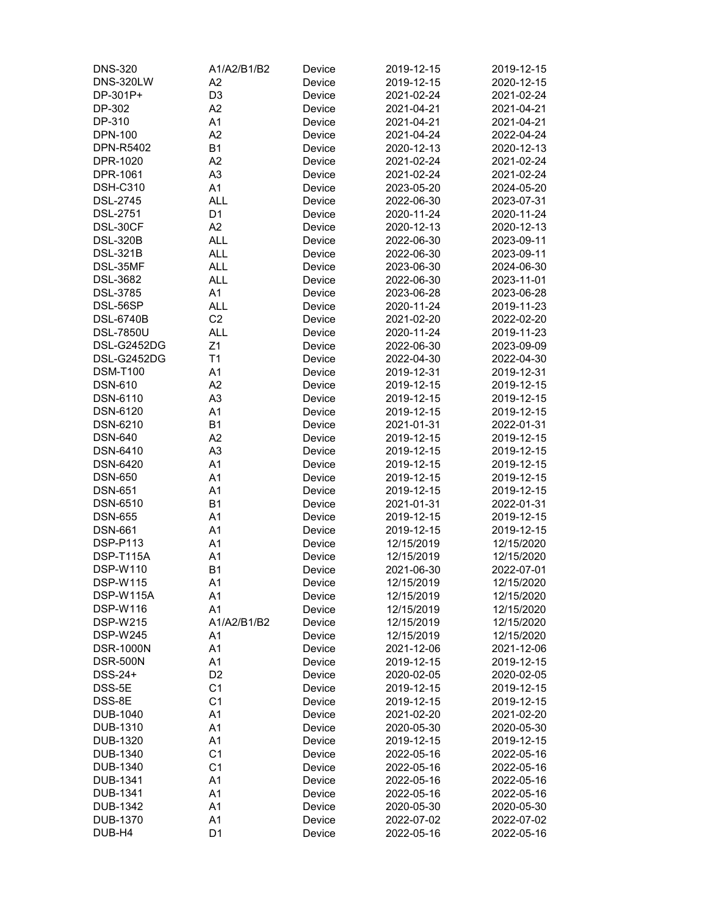| DNS-320 | A1/A2/B1/B2 | Device | 2019-12-15 | 2019-12-15 |
|---|---|---|---|---|
| DNS-320LW | A2 | Device | 2019-12-15 | 2020-12-15 |
| DP-301P+ | D3 | Device | 2021-02-24 | 2021-02-24 |
| DP-302 | A2 | Device | 2021-04-21 | 2021-04-21 |
| DP-310 | A1 | Device | 2021-04-21 | 2021-04-21 |
| DPN-100 | A2 | Device | 2021-04-24 | 2022-04-24 |
| DPN-R5402 | B1 | Device | 2020-12-13 | 2020-12-13 |
| DPR-1020 | A2 | Device | 2021-02-24 | 2021-02-24 |
| DPR-1061 | A3 | Device | 2021-02-24 | 2021-02-24 |
| DSH-C310 | A1 | Device | 2023-05-20 | 2024-05-20 |
| DSL-2745 | ALL | Device | 2022-06-30 | 2023-07-31 |
| DSL-2751 | D1 | Device | 2020-11-24 | 2020-11-24 |
| DSL-30CF | A2 | Device | 2020-12-13 | 2020-12-13 |
| DSL-320B | ALL | Device | 2022-06-30 | 2023-09-11 |
| DSL-321B | ALL | Device | 2022-06-30 | 2023-09-11 |
| DSL-35MF | ALL | Device | 2023-06-30 | 2024-06-30 |
| DSL-3682 | ALL | Device | 2022-06-30 | 2023-11-01 |
| DSL-3785 | A1 | Device | 2023-06-28 | 2023-06-28 |
| DSL-56SP | ALL | Device | 2020-11-24 | 2019-11-23 |
| DSL-6740B | C2 | Device | 2021-02-20 | 2022-02-20 |
| DSL-7850U | ALL | Device | 2020-11-24 | 2019-11-23 |
| DSL-G2452DG | Z1 | Device | 2022-06-30 | 2023-09-09 |
| DSL-G2452DG | T1 | Device | 2022-04-30 | 2022-04-30 |
| DSM-T100 | A1 | Device | 2019-12-31 | 2019-12-31 |
| DSN-610 | A2 | Device | 2019-12-15 | 2019-12-15 |
| DSN-6110 | A3 | Device | 2019-12-15 | 2019-12-15 |
| DSN-6120 | A1 | Device | 2019-12-15 | 2019-12-15 |
| DSN-6210 | B1 | Device | 2021-01-31 | 2022-01-31 |
| DSN-640 | A2 | Device | 2019-12-15 | 2019-12-15 |
| DSN-6410 | A3 | Device | 2019-12-15 | 2019-12-15 |
| DSN-6420 | A1 | Device | 2019-12-15 | 2019-12-15 |
| DSN-650 | A1 | Device | 2019-12-15 | 2019-12-15 |
| DSN-651 | A1 | Device | 2019-12-15 | 2019-12-15 |
| DSN-6510 | B1 | Device | 2021-01-31 | 2022-01-31 |
| DSN-655 | A1 | Device | 2019-12-15 | 2019-12-15 |
| DSN-661 | A1 | Device | 2019-12-15 | 2019-12-15 |
| DSP-P113 | A1 | Device | 12/15/2019 | 12/15/2020 |
| DSP-T115A | A1 | Device | 12/15/2019 | 12/15/2020 |
| DSP-W110 | B1 | Device | 2021-06-30 | 2022-07-01 |
| DSP-W115 | A1 | Device | 12/15/2019 | 12/15/2020 |
| DSP-W115A | A1 | Device | 12/15/2019 | 12/15/2020 |
| DSP-W116 | A1 | Device | 12/15/2019 | 12/15/2020 |
| DSP-W215 | A1/A2/B1/B2 | Device | 12/15/2019 | 12/15/2020 |
| DSP-W245 | A1 | Device | 12/15/2019 | 12/15/2020 |
| DSR-1000N | A1 | Device | 2021-12-06 | 2021-12-06 |
| DSR-500N | A1 | Device | 2019-12-15 | 2019-12-15 |
| DSS-24+ | D2 | Device | 2020-02-05 | 2020-02-05 |
| DSS-5E | C1 | Device | 2019-12-15 | 2019-12-15 |
| DSS-8E | C1 | Device | 2019-12-15 | 2019-12-15 |
| DUB-1040 | A1 | Device | 2021-02-20 | 2021-02-20 |
| DUB-1310 | A1 | Device | 2020-05-30 | 2020-05-30 |
| DUB-1320 | A1 | Device | 2019-12-15 | 2019-12-15 |
| DUB-1340 | C1 | Device | 2022-05-16 | 2022-05-16 |
| DUB-1340 | C1 | Device | 2022-05-16 | 2022-05-16 |
| DUB-1341 | A1 | Device | 2022-05-16 | 2022-05-16 |
| DUB-1341 | A1 | Device | 2022-05-16 | 2022-05-16 |
| DUB-1342 | A1 | Device | 2020-05-30 | 2020-05-30 |
| DUB-1370 | A1 | Device | 2022-07-02 | 2022-07-02 |
| DUB-H4 | D1 | Device | 2022-05-16 | 2022-05-16 |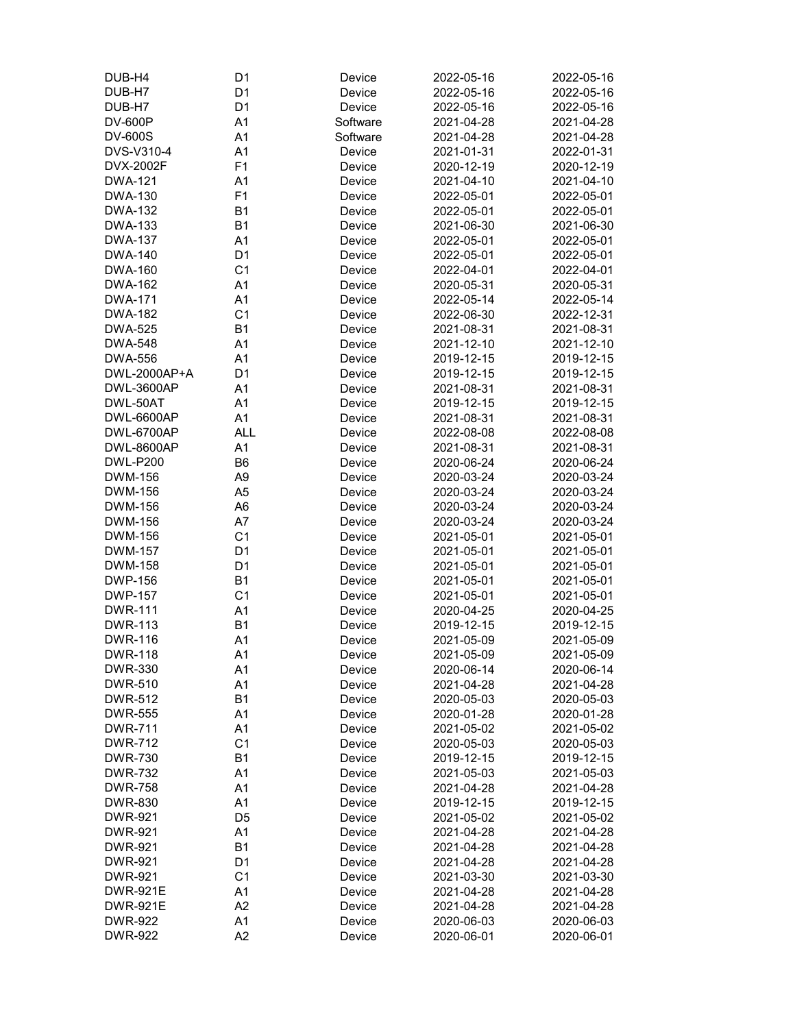| | | | | |
|---|---|---|---|---|
| DUB-H4 | D1 | Device | 2022-05-16 | 2022-05-16 |
| DUB-H7 | D1 | Device | 2022-05-16 | 2022-05-16 |
| DUB-H7 | D1 | Device | 2022-05-16 | 2022-05-16 |
| DV-600P | A1 | Software | 2021-04-28 | 2021-04-28 |
| DV-600S | A1 | Software | 2021-04-28 | 2021-04-28 |
| DVS-V310-4 | A1 | Device | 2021-01-31 | 2022-01-31 |
| DVX-2002F | F1 | Device | 2020-12-19 | 2020-12-19 |
| DWA-121 | A1 | Device | 2021-04-10 | 2021-04-10 |
| DWA-130 | F1 | Device | 2022-05-01 | 2022-05-01 |
| DWA-132 | B1 | Device | 2022-05-01 | 2022-05-01 |
| DWA-133 | B1 | Device | 2021-06-30 | 2021-06-30 |
| DWA-137 | A1 | Device | 2022-05-01 | 2022-05-01 |
| DWA-140 | D1 | Device | 2022-05-01 | 2022-05-01 |
| DWA-160 | C1 | Device | 2022-04-01 | 2022-04-01 |
| DWA-162 | A1 | Device | 2020-05-31 | 2020-05-31 |
| DWA-171 | A1 | Device | 2022-05-14 | 2022-05-14 |
| DWA-182 | C1 | Device | 2022-06-30 | 2022-12-31 |
| DWA-525 | B1 | Device | 2021-08-31 | 2021-08-31 |
| DWA-548 | A1 | Device | 2021-12-10 | 2021-12-10 |
| DWA-556 | A1 | Device | 2019-12-15 | 2019-12-15 |
| DWL-2000AP+A | D1 | Device | 2019-12-15 | 2019-12-15 |
| DWL-3600AP | A1 | Device | 2021-08-31 | 2021-08-31 |
| DWL-50AT | A1 | Device | 2019-12-15 | 2019-12-15 |
| DWL-6600AP | A1 | Device | 2021-08-31 | 2021-08-31 |
| DWL-6700AP | ALL | Device | 2022-08-08 | 2022-08-08 |
| DWL-8600AP | A1 | Device | 2021-08-31 | 2021-08-31 |
| DWL-P200 | B6 | Device | 2020-06-24 | 2020-06-24 |
| DWM-156 | A9 | Device | 2020-03-24 | 2020-03-24 |
| DWM-156 | A5 | Device | 2020-03-24 | 2020-03-24 |
| DWM-156 | A6 | Device | 2020-03-24 | 2020-03-24 |
| DWM-156 | A7 | Device | 2020-03-24 | 2020-03-24 |
| DWM-156 | C1 | Device | 2021-05-01 | 2021-05-01 |
| DWM-157 | D1 | Device | 2021-05-01 | 2021-05-01 |
| DWM-158 | D1 | Device | 2021-05-01 | 2021-05-01 |
| DWP-156 | B1 | Device | 2021-05-01 | 2021-05-01 |
| DWP-157 | C1 | Device | 2021-05-01 | 2021-05-01 |
| DWR-111 | A1 | Device | 2020-04-25 | 2020-04-25 |
| DWR-113 | B1 | Device | 2019-12-15 | 2019-12-15 |
| DWR-116 | A1 | Device | 2021-05-09 | 2021-05-09 |
| DWR-118 | A1 | Device | 2021-05-09 | 2021-05-09 |
| DWR-330 | A1 | Device | 2020-06-14 | 2020-06-14 |
| DWR-510 | A1 | Device | 2021-04-28 | 2021-04-28 |
| DWR-512 | B1 | Device | 2020-05-03 | 2020-05-03 |
| DWR-555 | A1 | Device | 2020-01-28 | 2020-01-28 |
| DWR-711 | A1 | Device | 2021-05-02 | 2021-05-02 |
| DWR-712 | C1 | Device | 2020-05-03 | 2020-05-03 |
| DWR-730 | B1 | Device | 2019-12-15 | 2019-12-15 |
| DWR-732 | A1 | Device | 2021-05-03 | 2021-05-03 |
| DWR-758 | A1 | Device | 2021-04-28 | 2021-04-28 |
| DWR-830 | A1 | Device | 2019-12-15 | 2019-12-15 |
| DWR-921 | D5 | Device | 2021-05-02 | 2021-05-02 |
| DWR-921 | A1 | Device | 2021-04-28 | 2021-04-28 |
| DWR-921 | B1 | Device | 2021-04-28 | 2021-04-28 |
| DWR-921 | D1 | Device | 2021-04-28 | 2021-04-28 |
| DWR-921 | C1 | Device | 2021-03-30 | 2021-03-30 |
| DWR-921E | A1 | Device | 2021-04-28 | 2021-04-28 |
| DWR-921E | A2 | Device | 2021-04-28 | 2021-04-28 |
| DWR-922 | A1 | Device | 2020-06-03 | 2020-06-03 |
| DWR-922 | A2 | Device | 2020-06-01 | 2020-06-01 |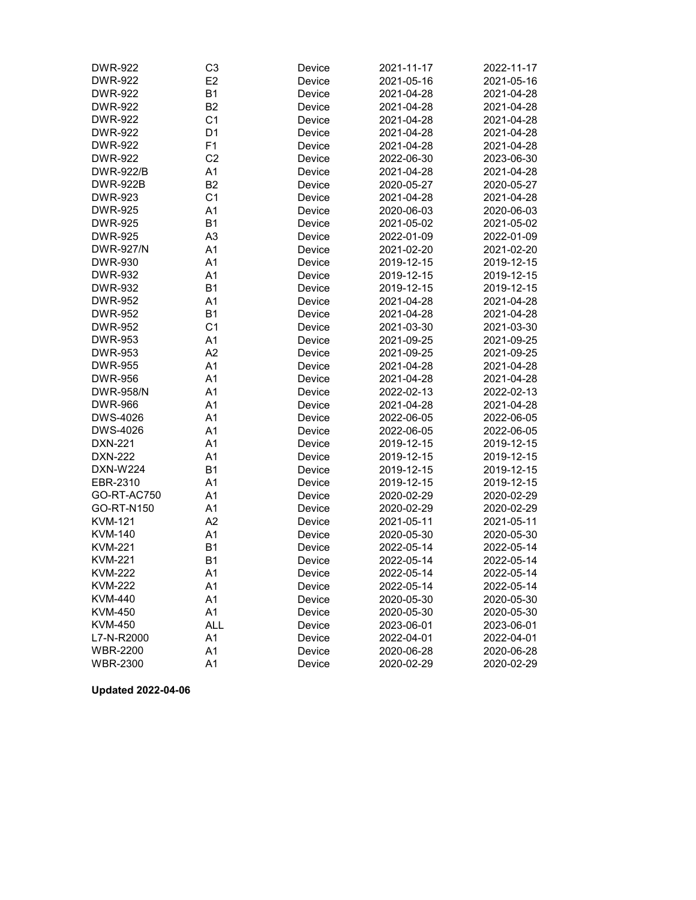| | | | | |
|---|---|---|---|---|
| DWR-922 | C3 | Device | 2021-11-17 | 2022-11-17 |
| DWR-922 | E2 | Device | 2021-05-16 | 2021-05-16 |
| DWR-922 | B1 | Device | 2021-04-28 | 2021-04-28 |
| DWR-922 | B2 | Device | 2021-04-28 | 2021-04-28 |
| DWR-922 | C1 | Device | 2021-04-28 | 2021-04-28 |
| DWR-922 | D1 | Device | 2021-04-28 | 2021-04-28 |
| DWR-922 | F1 | Device | 2021-04-28 | 2021-04-28 |
| DWR-922 | C2 | Device | 2022-06-30 | 2023-06-30 |
| DWR-922/B | A1 | Device | 2021-04-28 | 2021-04-28 |
| DWR-922B | B2 | Device | 2020-05-27 | 2020-05-27 |
| DWR-923 | C1 | Device | 2021-04-28 | 2021-04-28 |
| DWR-925 | A1 | Device | 2020-06-03 | 2020-06-03 |
| DWR-925 | B1 | Device | 2021-05-02 | 2021-05-02 |
| DWR-925 | A3 | Device | 2022-01-09 | 2022-01-09 |
| DWR-927/N | A1 | Device | 2021-02-20 | 2021-02-20 |
| DWR-930 | A1 | Device | 2019-12-15 | 2019-12-15 |
| DWR-932 | A1 | Device | 2019-12-15 | 2019-12-15 |
| DWR-932 | B1 | Device | 2019-12-15 | 2019-12-15 |
| DWR-952 | A1 | Device | 2021-04-28 | 2021-04-28 |
| DWR-952 | B1 | Device | 2021-04-28 | 2021-04-28 |
| DWR-952 | C1 | Device | 2021-03-30 | 2021-03-30 |
| DWR-953 | A1 | Device | 2021-09-25 | 2021-09-25 |
| DWR-953 | A2 | Device | 2021-09-25 | 2021-09-25 |
| DWR-955 | A1 | Device | 2021-04-28 | 2021-04-28 |
| DWR-956 | A1 | Device | 2021-04-28 | 2021-04-28 |
| DWR-958/N | A1 | Device | 2022-02-13 | 2022-02-13 |
| DWR-966 | A1 | Device | 2021-04-28 | 2021-04-28 |
| DWS-4026 | A1 | Device | 2022-06-05 | 2022-06-05 |
| DWS-4026 | A1 | Device | 2022-06-05 | 2022-06-05 |
| DXN-221 | A1 | Device | 2019-12-15 | 2019-12-15 |
| DXN-222 | A1 | Device | 2019-12-15 | 2019-12-15 |
| DXN-W224 | B1 | Device | 2019-12-15 | 2019-12-15 |
| EBR-2310 | A1 | Device | 2019-12-15 | 2019-12-15 |
| GO-RT-AC750 | A1 | Device | 2020-02-29 | 2020-02-29 |
| GO-RT-N150 | A1 | Device | 2020-02-29 | 2020-02-29 |
| KVM-121 | A2 | Device | 2021-05-11 | 2021-05-11 |
| KVM-140 | A1 | Device | 2020-05-30 | 2020-05-30 |
| KVM-221 | B1 | Device | 2022-05-14 | 2022-05-14 |
| KVM-221 | B1 | Device | 2022-05-14 | 2022-05-14 |
| KVM-222 | A1 | Device | 2022-05-14 | 2022-05-14 |
| KVM-222 | A1 | Device | 2022-05-14 | 2022-05-14 |
| KVM-440 | A1 | Device | 2020-05-30 | 2020-05-30 |
| KVM-450 | A1 | Device | 2020-05-30 | 2020-05-30 |
| KVM-450 | ALL | Device | 2023-06-01 | 2023-06-01 |
| L7-N-R2000 | A1 | Device | 2022-04-01 | 2022-04-01 |
| WBR-2200 | A1 | Device | 2020-06-28 | 2020-06-28 |
| WBR-2300 | A1 | Device | 2020-02-29 | 2020-02-29 |

**Updated 2022-04-06**